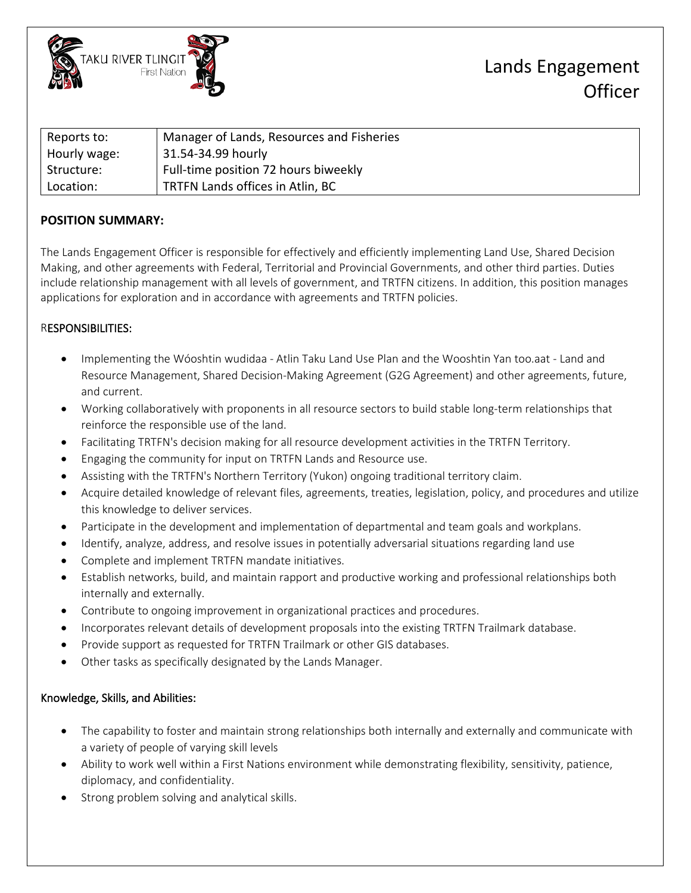TAKU RIVER TLINGIT First Nation

# Lands Engagement Officer

| Reports to: | Manager of Lands, Resources and Fisheries |
|---|---|
| Hourly wage: | 31.54-34.99 hourly |
| Structure: | Full-time position 72 hours biweekly |
| Location: | TRTFN Lands offices in Atlin, BC |

## POSITION SUMMARY:

The Lands Engagement Officer is responsible for effectively and efficiently implementing Land Use, Shared Decision Making, and other agreements with Federal, Territorial and Provincial Governments, and other third parties. Duties include relationship management with all levels of government, and TRTFN citizens. In addition, this position manages applications for exploration and in accordance with agreements and TRTFN policies.

## RESPONSIBILITIES:

- Implementing the Wóoshtin wudidaa - Atlin Taku Land Use Plan and the Wooshtin Yan too.aat - Land and Resource Management, Shared Decision-Making Agreement (G2G Agreement) and other agreements, future, and current.
- Working collaboratively with proponents in all resource sectors to build stable long-term relationships that reinforce the responsible use of the land.
- Facilitating TRTFN's decision making for all resource development activities in the TRTFN Territory.
- Engaging the community for input on TRTFN Lands and Resource use.
- Assisting with the TRTFN's Northern Territory (Yukon) ongoing traditional territory claim.
- Acquire detailed knowledge of relevant files, agreements, treaties, legislation, policy, and procedures and utilize this knowledge to deliver services.
- Participate in the development and implementation of departmental and team goals and workplans.
- Identify, analyze, address, and resolve issues in potentially adversarial situations regarding land use
- Complete and implement TRTFN mandate initiatives.
- Establish networks, build, and maintain rapport and productive working and professional relationships both internally and externally.
- Contribute to ongoing improvement in organizational practices and procedures.
- Incorporates relevant details of development proposals into the existing TRTFN Trailmark database.
- Provide support as requested for TRTFN Trailmark or other GIS databases.
- Other tasks as specifically designated by the Lands Manager.

## Knowledge, Skills, and Abilities:

- The capability to foster and maintain strong relationships both internally and externally and communicate with a variety of people of varying skill levels
- Ability to work well within a First Nations environment while demonstrating flexibility, sensitivity, patience, diplomacy, and confidentiality.
- Strong problem solving and analytical skills.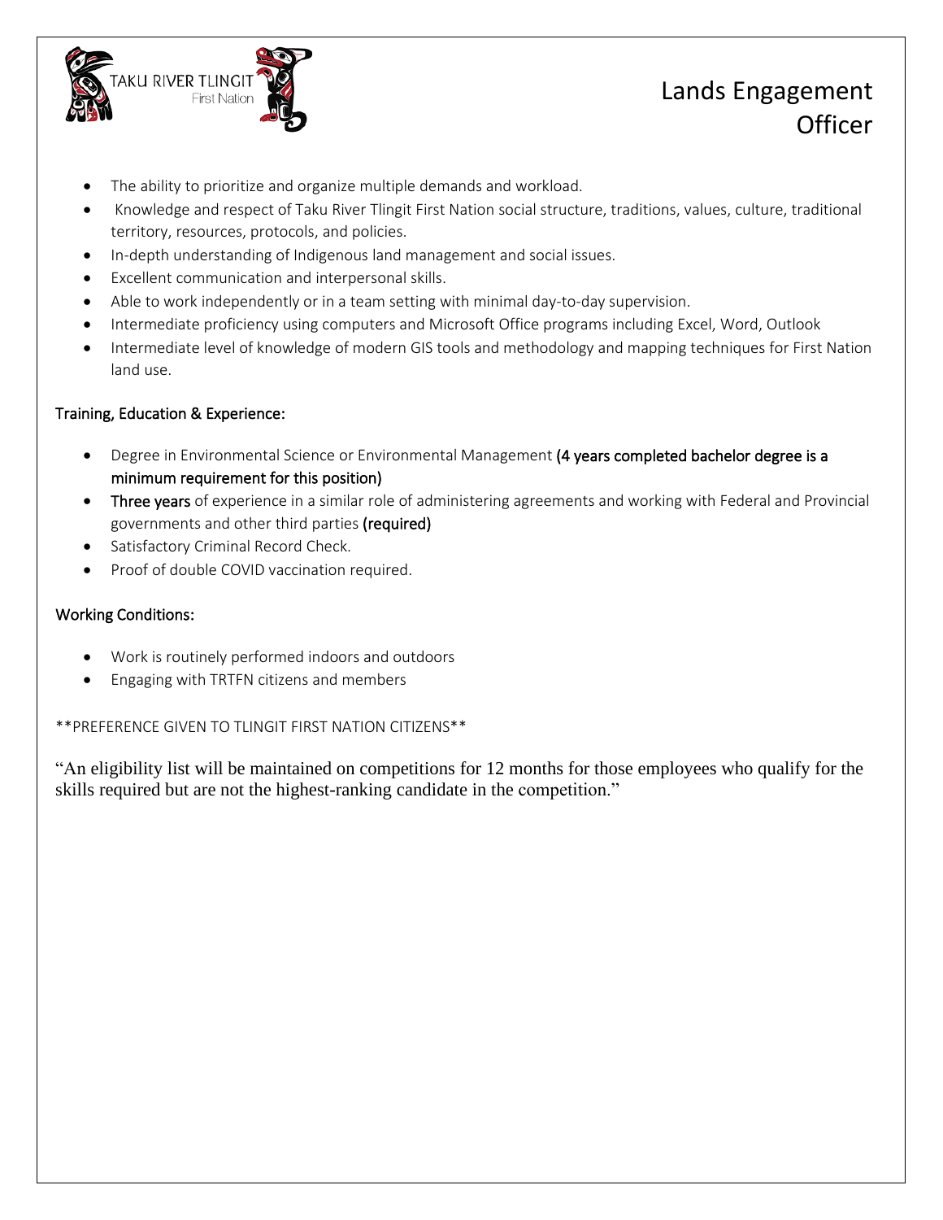- The ability to prioritize and organize multiple demands and workload.
- Knowledge and respect of Taku River Tlingit First Nation social structure, traditions, values, culture, traditional territory, resources, protocols, and policies.
- In-depth understanding of Indigenous land management and social issues.
- Excellent communication and interpersonal skills.
- Able to work independently or in a team setting with minimal day-to-day supervision.
- Intermediate proficiency using computers and Microsoft Office programs including Excel, Word, Outlook
- Intermediate level of knowledge of modern GIS tools and methodology and mapping techniques for First Nation land use.

## Training, Education & Experience:

- Degree in Environmental Science or Environmental Management **(4 years completed bachelor degree is a minimum requirement for this position)**
- **Three years** of experience in a similar role of administering agreements and working with Federal and Provincial governments and other third parties **(required)**
- Satisfactory Criminal Record Check.
- Proof of double COVID vaccination required.

## Working Conditions:

- Work is routinely performed indoors and outdoors
- Engaging with TRTFN citizens and members

**PREFERENCE GIVEN TO TLINGIT FIRST NATION CITIZENS**

"An eligibility list will be maintained on competitions for 12 months for those employees who qualify for the skills required but are not the highest-ranking candidate in the competition."